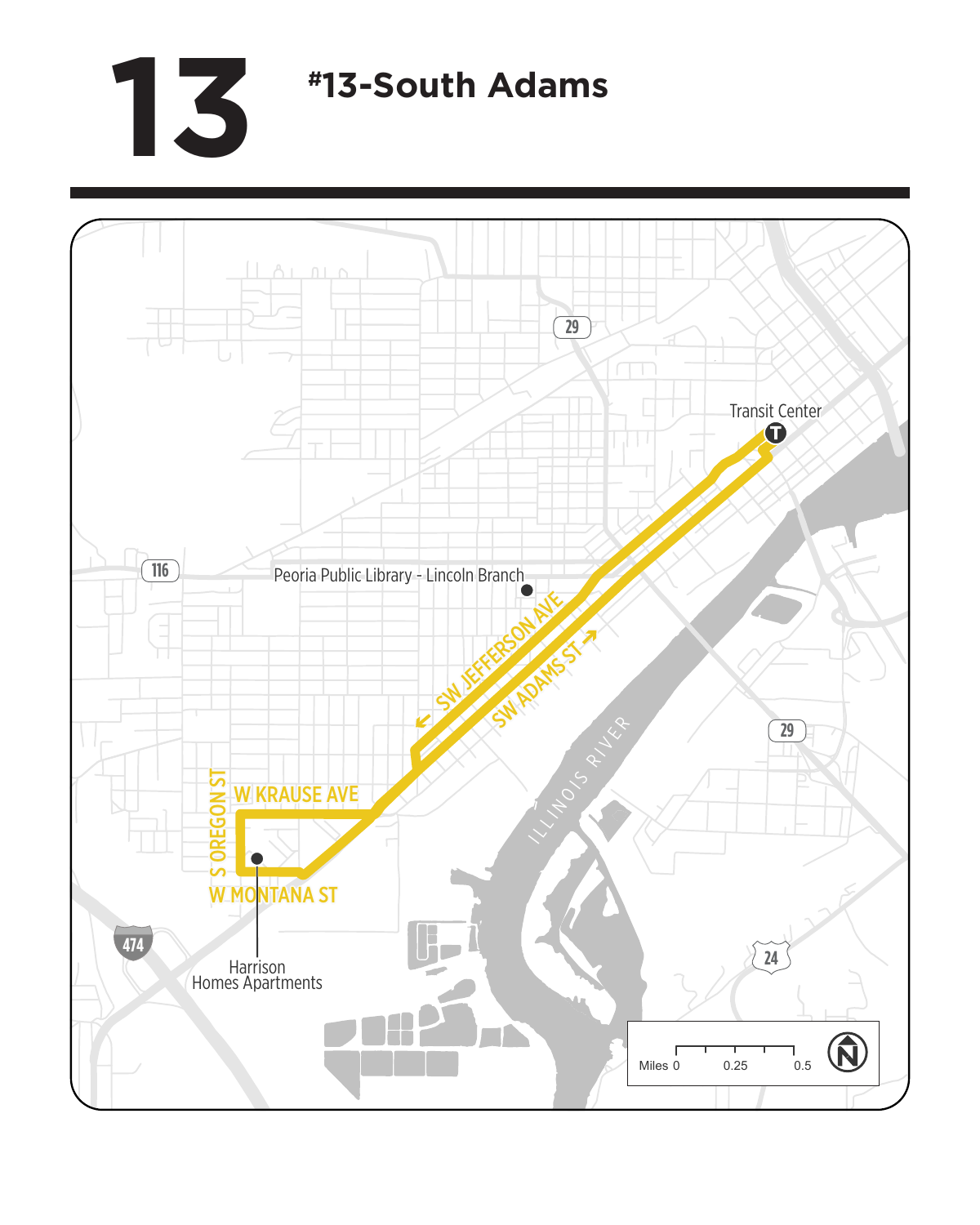# 13

## #13-South Adams

Transit Center

Peoria Public Library - Lincoln Branch

SW JEFFERSON AVE

SW ADAMS ST

W KRAUSE AVE

S OREGON ST

W MONTANA ST

Harrison Homes Apartments

ILLINOIS RIVER

29

116

29

474

24

Miles 0 0.25 0.5

N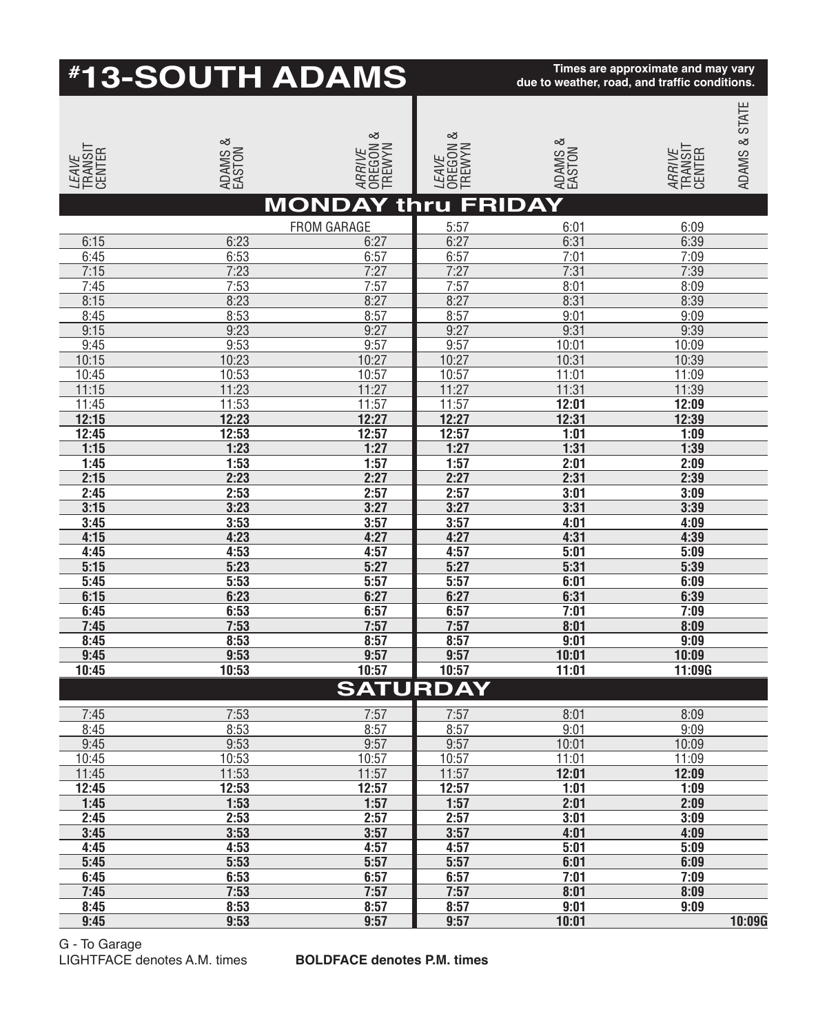# #13-SOUTH ADAMS

**Times are approximate and may vary due to weather, road, and traffic conditions.**

| *LEAVE* TRANSIT CENTER | ADAMS & EASTON | *ARRIVE* OREGON & TREWYN | *LEAVE* OREGON & TREWYN | ADAMS & EASTON | *ARRIVE* TRANSIT CENTER | ADAMS & STATE |
|---|---|---|---|---|---|---|
| **MONDAY thru FRIDAY** | | | | | | |
| | | FROM GARAGE | 5:57 | 6:01 | 6:09 | |
| 6:15 | 6:23 | 6:27 | 6:27 | 6:31 | 6:39 | |
| 6:45 | 6:53 | 6:57 | 6:57 | 7:01 | 7:09 | |
| 7:15 | 7:23 | 7:27 | 7:27 | 7:31 | 7:39 | |
| 7:45 | 7:53 | 7:57 | 7:57 | 8:01 | 8:09 | |
| 8:15 | 8:23 | 8:27 | 8:27 | 8:31 | 8:39 | |
| 8:45 | 8:53 | 8:57 | 8:57 | 9:01 | 9:09 | |
| 9:15 | 9:23 | 9:27 | 9:27 | 9:31 | 9:39 | |
| 9:45 | 9:53 | 9:57 | 9:57 | 10:01 | 10:09 | |
| 10:15 | 10:23 | 10:27 | 10:27 | 10:31 | 10:39 | |
| 10:45 | 10:53 | 10:57 | 10:57 | 11:01 | 11:09 | |
| 11:15 | 11:23 | 11:27 | 11:27 | 11:31 | 11:39 | |
| 11:45 | 11:53 | 11:57 | 11:57 | **12:01** | **12:09** | |
| **12:15** | **12:23** | **12:27** | **12:27** | **12:31** | **12:39** | |
| **12:45** | **12:53** | **12:57** | **12:57** | **1:01** | **1:09** | |
| **1:15** | **1:23** | **1:27** | **1:27** | **1:31** | **1:39** | |
| **1:45** | **1:53** | **1:57** | **1:57** | **2:01** | **2:09** | |
| **2:15** | **2:23** | **2:27** | **2:27** | **2:31** | **2:39** | |
| **2:45** | **2:53** | **2:57** | **2:57** | **3:01** | **3:09** | |
| **3:15** | **3:23** | **3:27** | **3:27** | **3:31** | **3:39** | |
| **3:45** | **3:53** | **3:57** | **3:57** | **4:01** | **4:09** | |
| **4:15** | **4:23** | **4:27** | **4:27** | **4:31** | **4:39** | |
| **4:45** | **4:53** | **4:57** | **4:57** | **5:01** | **5:09** | |
| **5:15** | **5:23** | **5:27** | **5:27** | **5:31** | **5:39** | |
| **5:45** | **5:53** | **5:57** | **5:57** | **6:01** | **6:09** | |
| **6:15** | **6:23** | **6:27** | **6:27** | **6:31** | **6:39** | |
| **6:45** | **6:53** | **6:57** | **6:57** | **7:01** | **7:09** | |
| **7:45** | **7:53** | **7:57** | **7:57** | **8:01** | **8:09** | |
| **8:45** | **8:53** | **8:57** | **8:57** | **9:01** | **9:09** | |
| **9:45** | **9:53** | **9:57** | **9:57** | **10:01** | **10:09** | |
| **10:45** | **10:53** | **10:57** | **10:57** | **11:01** | **11:09G** | |
| **SATURDAY** | | | | | | |
| 7:45 | 7:53 | 7:57 | 7:57 | 8:01 | 8:09 | |
| 8:45 | 8:53 | 8:57 | 8:57 | 9:01 | 9:09 | |
| 9:45 | 9:53 | 9:57 | 9:57 | 10:01 | 10:09 | |
| 10:45 | 10:53 | 10:57 | 10:57 | 11:01 | 11:09 | |
| 11:45 | 11:53 | 11:57 | 11:57 | **12:01** | **12:09** | |
| **12:45** | **12:53** | **12:57** | **12:57** | **1:01** | **1:09** | |
| **1:45** | **1:53** | **1:57** | **1:57** | **2:01** | **2:09** | |
| **2:45** | **2:53** | **2:57** | **2:57** | **3:01** | **3:09** | |
| **3:45** | **3:53** | **3:57** | **3:57** | **4:01** | **4:09** | |
| **4:45** | **4:53** | **4:57** | **4:57** | **5:01** | **5:09** | |
| **5:45** | **5:53** | **5:57** | **5:57** | **6:01** | **6:09** | |
| **6:45** | **6:53** | **6:57** | **6:57** | **7:01** | **7:09** | |
| **7:45** | **7:53** | **7:57** | **7:57** | **8:01** | **8:09** | |
| **8:45** | **8:53** | **8:57** | **8:57** | **9:01** | **9:09** | |
| **9:45** | **9:53** | **9:57** | **9:57** | **10:01** | | **10:09G** |

G - To Garage

LIGHTFACE denotes A.M. times

**BOLDFACE denotes P.M. times**